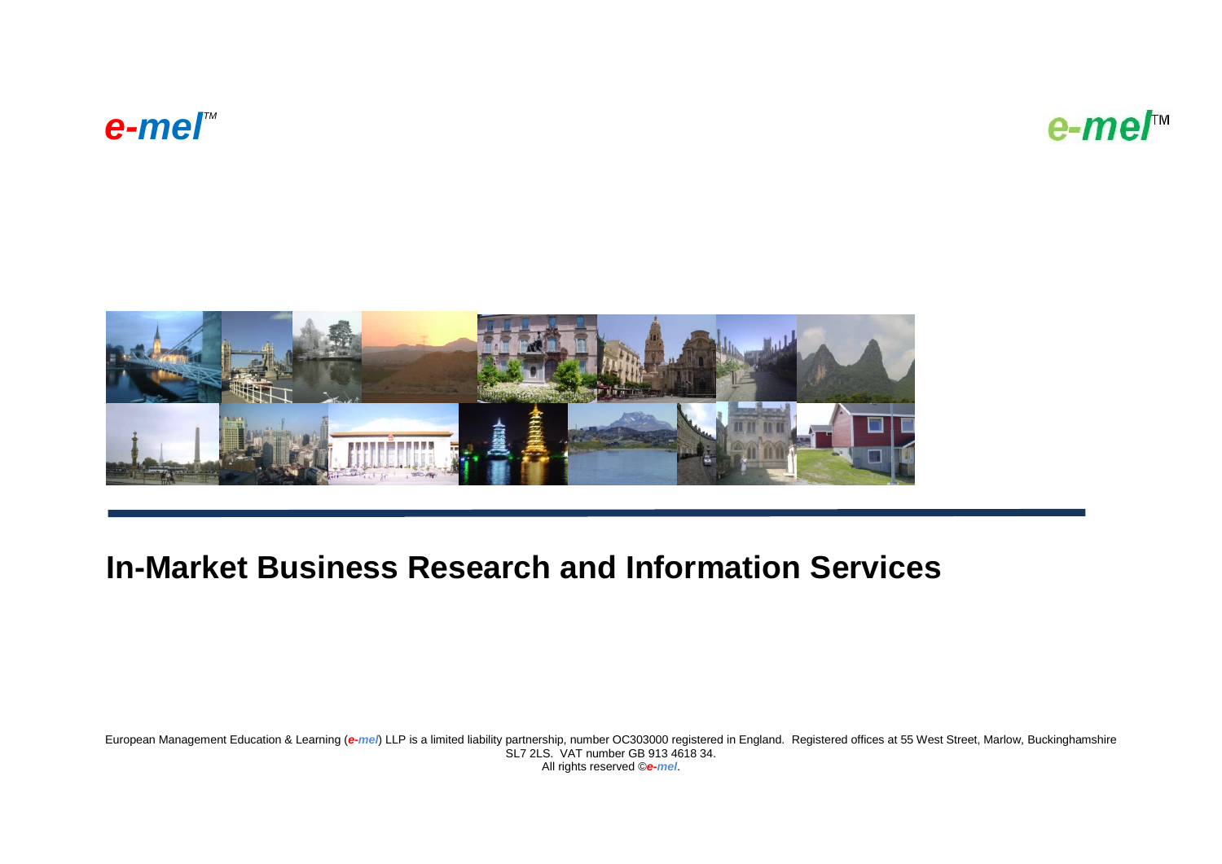*e-mel*™

*e-mel*™

# In-Market Business Research and Information Services

European Management Education & Learning (*e-mel*) LLP is a limited liability partnership, number OC303000 registered in England. Registered offices at 55 West Street, Marlow, Buckinghamshire SL7 2LS. VAT number GB 913 4618 34.
All rights reserved ©*e-mel*.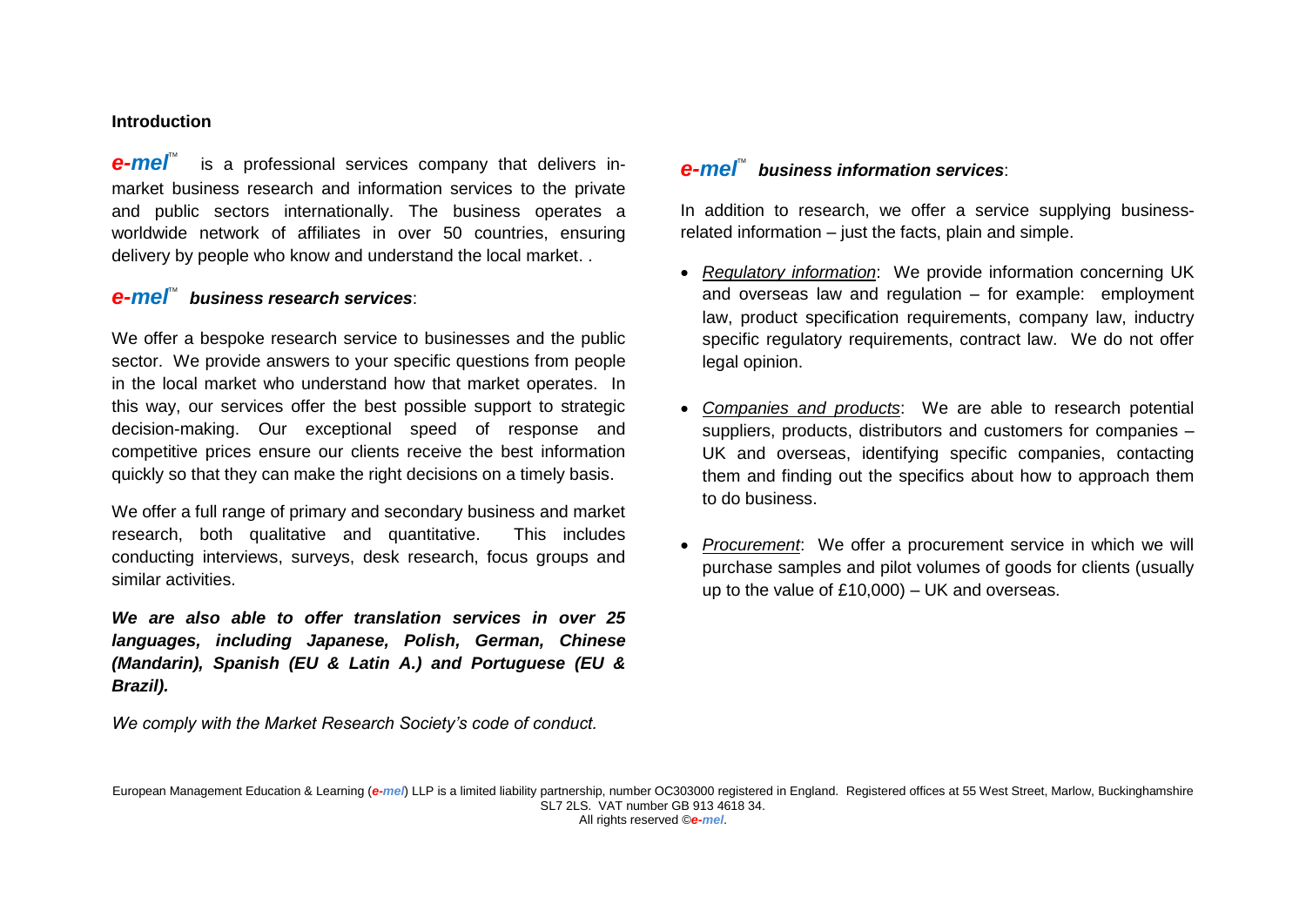## Introduction

***e-mel***™ is a professional services company that delivers in-market business research and information services to the private and public sectors internationally. The business operates a worldwide network of affiliates in over 50 countries, ensuring delivery by people who know and understand the local market. .

### ***e-mel***™ ***business research services***:

We offer a bespoke research service to businesses and the public sector. We provide answers to your specific questions from people in the local market who understand how that market operates. In this way, our services offer the best possible support to strategic decision-making. Our exceptional speed of response and competitive prices ensure our clients receive the best information quickly so that they can make the right decisions on a timely basis.

We offer a full range of primary and secondary business and market research, both qualitative and quantitative. This includes conducting interviews, surveys, desk research, focus groups and similar activities.

***We are also able to offer translation services in over 25 languages, including Japanese, Polish, German, Chinese (Mandarin), Spanish (EU & Latin A.) and Portuguese (EU & Brazil).***

*We comply with the Market Research Society's code of conduct.*

### ***e-mel***™ ***business information services***:

In addition to research, we offer a service supplying business-related information – just the facts, plain and simple.

- *Regulatory information*: We provide information concerning UK and overseas law and regulation – for example: employment law, product specification requirements, company law, inductry specific regulatory requirements, contract law. We do not offer legal opinion.
- *Companies and products*: We are able to research potential suppliers, products, distributors and customers for companies – UK and overseas, identifying specific companies, contacting them and finding out the specifics about how to approach them to do business.
- *Procurement*: We offer a procurement service in which we will purchase samples and pilot volumes of goods for clients (usually up to the value of £10,000) – UK and overseas.

European Management Education & Learning (*e-mel*) LLP is a limited liability partnership, number OC303000 registered in England. Registered offices at 55 West Street, Marlow, Buckinghamshire SL7 2LS. VAT number GB 913 4618 34.
All rights reserved ©*e-mel*.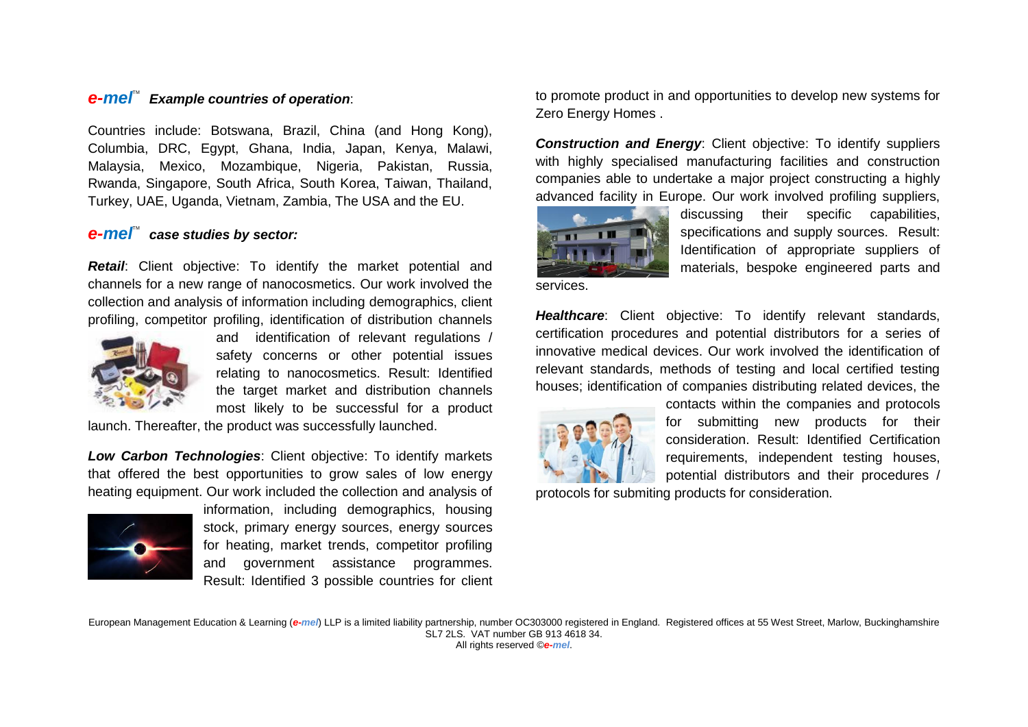## *e-mel*™ *Example countries of operation*:

Countries include: Botswana, Brazil, China (and Hong Kong), Columbia, DRC, Egypt, Ghana, India, Japan, Kenya, Malawi, Malaysia, Mexico, Mozambique, Nigeria, Pakistan, Russia, Rwanda, Singapore, South Africa, South Korea, Taiwan, Thailand, Turkey, UAE, Uganda, Vietnam, Zambia, The USA and the EU.

## *e-mel*™ *case studies by sector:*

***Retail***: Client objective: To identify the market potential and channels for a new range of nanocosmetics. Our work involved the collection and analysis of information including demographics, client profiling, competitor profiling, identification of distribution channels and identification of relevant regulations / safety concerns or other potential issues relating to nanocosmetics. Result: Identified the target market and distribution channels most likely to be successful for a product launch. Thereafter, the product was successfully launched.

***Low Carbon Technologies***: Client objective: To identify markets that offered the best opportunities to grow sales of low energy heating equipment. Our work included the collection and analysis of information, including demographics, housing stock, primary energy sources, energy sources for heating, market trends, competitor profiling and government assistance programmes. Result: Identified 3 possible countries for client to promote product in and opportunities to develop new systems for Zero Energy Homes .

***Construction and Energy***: Client objective: To identify suppliers with highly specialised manufacturing facilities and construction companies able to undertake a major project constructing a highly advanced facility in Europe. Our work involved profiling suppliers, discussing their specific capabilities, specifications and supply sources. Result: Identification of appropriate suppliers of materials, bespoke engineered parts and services.

***Healthcare***: Client objective: To identify relevant standards, certification procedures and potential distributors for a series of innovative medical devices. Our work involved the identification of relevant standards, methods of testing and local certified testing houses; identification of companies distributing related devices, the contacts within the companies and protocols for submitting new products for their consideration. Result: Identified Certification requirements, independent testing houses, potential distributors and their procedures / protocols for submiting products for consideration.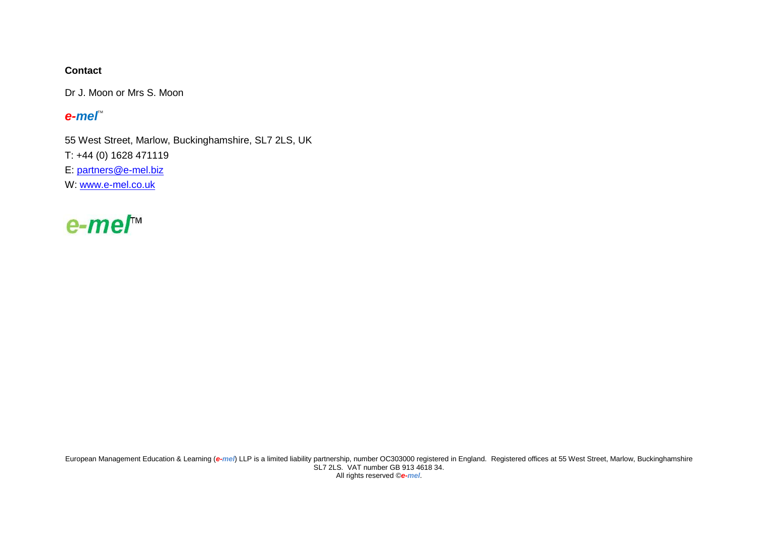**Contact**

Dr J. Moon or Mrs S. Moon

***e-mel***™

55 West Street, Marlow, Buckinghamshire, SL7 2LS, UK

T: +44 (0) 1628 471119

E: partners@e-mel.biz

W: www.e-mel.co.uk

***e-mel***™

European Management Education & Learning (***e-mel***) LLP is a limited liability partnership, number OC303000 registered in England. Registered offices at 55 West Street, Marlow, Buckinghamshire SL7 2LS. VAT number GB 913 4618 34.
All rights reserved ©***e-mel***.